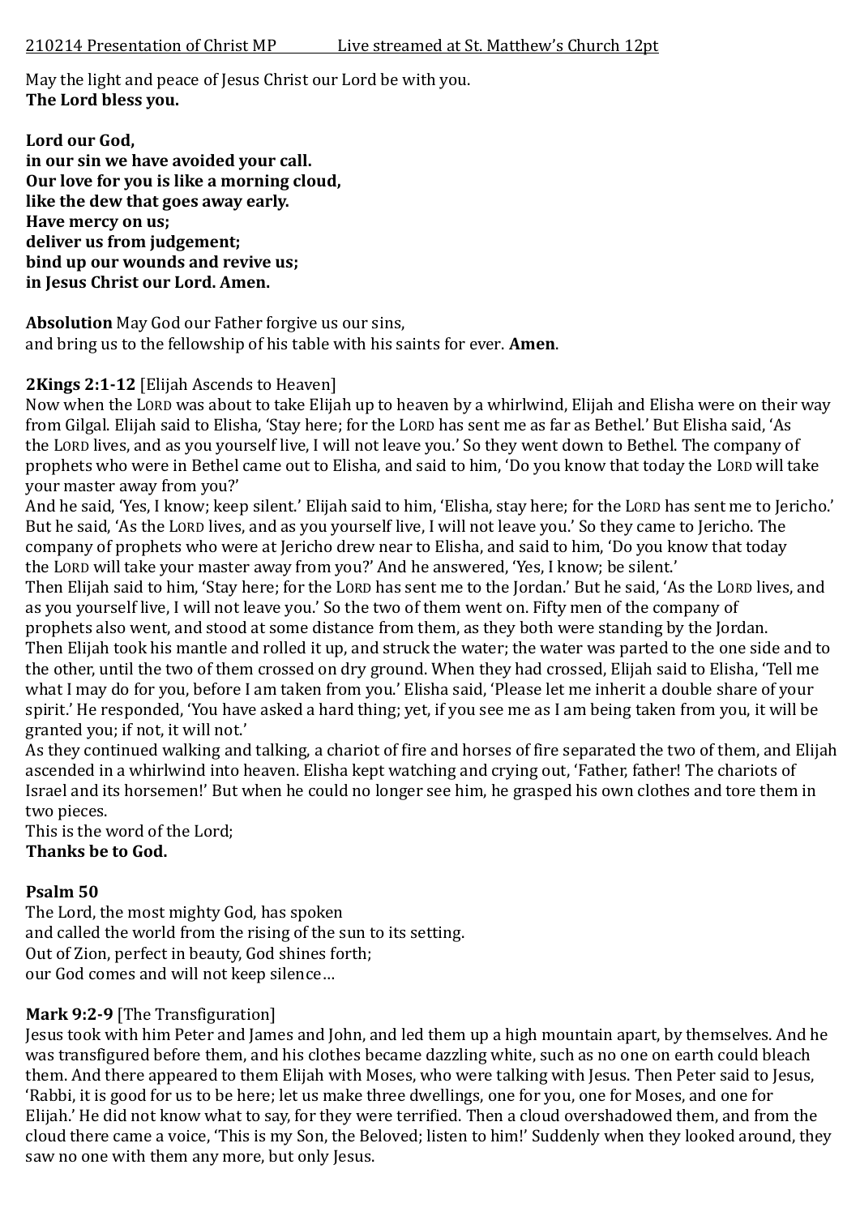210214 Presentation of Christ MP Live streamed at St. Matthew's Church 12pt

May the light and peace of Jesus Christ our Lord be with you.
**The Lord bless you.**

**Lord our God,**
**in our sin we have avoided your call.**
**Our love for you is like a morning cloud,**
**like the dew that goes away early.**
**Have mercy on us;**
**deliver us from judgement;**
**bind up our wounds and revive us;**
**in Jesus Christ our Lord. Amen.**

**Absolution** May God our Father forgive us our sins,
and bring us to the fellowship of his table with his saints for ever. **Amen**.

**2Kings 2:1-12** [Elijah Ascends to Heaven]
Now when the LORD was about to take Elijah up to heaven by a whirlwind, Elijah and Elisha were on their way from Gilgal. Elijah said to Elisha, 'Stay here; for the LORD has sent me as far as Bethel.' But Elisha said, 'As the LORD lives, and as you yourself live, I will not leave you.' So they went down to Bethel. The company of prophets who were in Bethel came out to Elisha, and said to him, 'Do you know that today the LORD will take your master away from you?'
And he said, 'Yes, I know; keep silent.' Elijah said to him, 'Elisha, stay here; for the LORD has sent me to Jericho.' But he said, 'As the LORD lives, and as you yourself live, I will not leave you.' So they came to Jericho. The company of prophets who were at Jericho drew near to Elisha, and said to him, 'Do you know that today the LORD will take your master away from you?' And he answered, 'Yes, I know; be silent.'
Then Elijah said to him, 'Stay here; for the LORD has sent me to the Jordan.' But he said, 'As the LORD lives, and as you yourself live, I will not leave you.' So the two of them went on. Fifty men of the company of prophets also went, and stood at some distance from them, as they both were standing by the Jordan.
Then Elijah took his mantle and rolled it up, and struck the water; the water was parted to the one side and to the other, until the two of them crossed on dry ground. When they had crossed, Elijah said to Elisha, 'Tell me what I may do for you, before I am taken from you.' Elisha said, 'Please let me inherit a double share of your spirit.' He responded, 'You have asked a hard thing; yet, if you see me as I am being taken from you, it will be granted you; if not, it will not.'
As they continued walking and talking, a chariot of fire and horses of fire separated the two of them, and Elijah ascended in a whirlwind into heaven. Elisha kept watching and crying out, 'Father, father! The chariots of Israel and its horsemen!' But when he could no longer see him, he grasped his own clothes and tore them in two pieces.
This is the word of the Lord;
**Thanks be to God.**

**Psalm 50**
The Lord, the most mighty God, has spoken
and called the world from the rising of the sun to its setting.
Out of Zion, perfect in beauty, God shines forth;
our God comes and will not keep silence…

**Mark 9:2-9** [The Transfiguration]
Jesus took with him Peter and James and John, and led them up a high mountain apart, by themselves. And he was transfigured before them, and his clothes became dazzling white, such as no one on earth could bleach them. And there appeared to them Elijah with Moses, who were talking with Jesus. Then Peter said to Jesus, 'Rabbi, it is good for us to be here; let us make three dwellings, one for you, one for Moses, and one for Elijah.' He did not know what to say, for they were terrified. Then a cloud overshadowed them, and from the cloud there came a voice, 'This is my Son, the Beloved; listen to him!' Suddenly when they looked around, they saw no one with them any more, but only Jesus.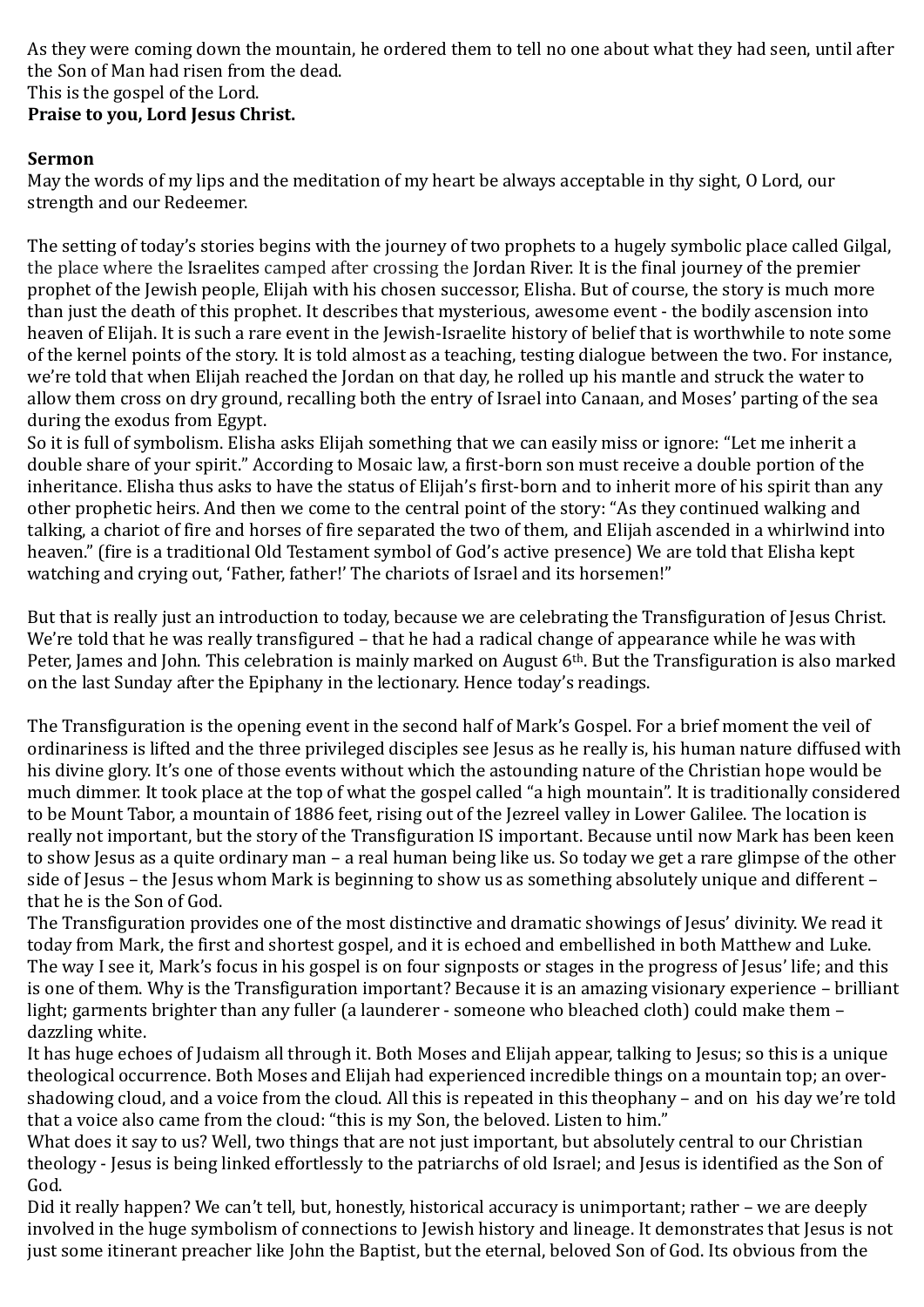As they were coming down the mountain, he ordered them to tell no one about what they had seen, until after the Son of Man had risen from the dead.
This is the gospel of the Lord.
**Praise to you, Lord Jesus Christ.**

**Sermon**
May the words of my lips and the meditation of my heart be always acceptable in thy sight, O Lord, our strength and our Redeemer.

The setting of today's stories begins with the journey of two prophets to a hugely symbolic place called Gilgal, the place where the Israelites camped after crossing the Jordan River. It is the final journey of the premier prophet of the Jewish people, Elijah with his chosen successor, Elisha. But of course, the story is much more than just the death of this prophet. It describes that mysterious, awesome event - the bodily ascension into heaven of Elijah. It is such a rare event in the Jewish-Israelite history of belief that is worthwhile to note some of the kernel points of the story. It is told almost as a teaching, testing dialogue between the two. For instance, we're told that when Elijah reached the Jordan on that day, he rolled up his mantle and struck the water to allow them cross on dry ground, recalling both the entry of Israel into Canaan, and Moses' parting of the sea during the exodus from Egypt.
So it is full of symbolism. Elisha asks Elijah something that we can easily miss or ignore: "Let me inherit a double share of your spirit." According to Mosaic law, a first-born son must receive a double portion of the inheritance. Elisha thus asks to have the status of Elijah's first-born and to inherit more of his spirit than any other prophetic heirs. And then we come to the central point of the story: "As they continued walking and talking, a chariot of fire and horses of fire separated the two of them, and Elijah ascended in a whirlwind into heaven." (fire is a traditional Old Testament symbol of God's active presence) We are told that Elisha kept watching and crying out, 'Father, father!' The chariots of Israel and its horsemen!"

But that is really just an introduction to today, because we are celebrating the Transfiguration of Jesus Christ. We're told that he was really transfigured – that he had a radical change of appearance while he was with Peter, James and John. This celebration is mainly marked on August 6th. But the Transfiguration is also marked on the last Sunday after the Epiphany in the lectionary. Hence today's readings.

The Transfiguration is the opening event in the second half of Mark's Gospel. For a brief moment the veil of ordinariness is lifted and the three privileged disciples see Jesus as he really is, his human nature diffused with his divine glory. It's one of those events without which the astounding nature of the Christian hope would be much dimmer. It took place at the top of what the gospel called "a high mountain". It is traditionally considered to be Mount Tabor, a mountain of 1886 feet, rising out of the Jezreel valley in Lower Galilee. The location is really not important, but the story of the Transfiguration IS important. Because until now Mark has been keen to show Jesus as a quite ordinary man – a real human being like us. So today we get a rare glimpse of the other side of Jesus – the Jesus whom Mark is beginning to show us as something absolutely unique and different – that he is the Son of God.
The Transfiguration provides one of the most distinctive and dramatic showings of Jesus' divinity. We read it today from Mark, the first and shortest gospel, and it is echoed and embellished in both Matthew and Luke. The way I see it, Mark's focus in his gospel is on four signposts or stages in the progress of Jesus' life; and this is one of them. Why is the Transfiguration important? Because it is an amazing visionary experience – brilliant light; garments brighter than any fuller (a launderer - someone who bleached cloth) could make them – dazzling white.
It has huge echoes of Judaism all through it. Both Moses and Elijah appear, talking to Jesus; so this is a unique theological occurrence. Both Moses and Elijah had experienced incredible things on a mountain top; an over-shadowing cloud, and a voice from the cloud. All this is repeated in this theophany – and on his day we're told that a voice also came from the cloud: "this is my Son, the beloved. Listen to him."
What does it say to us? Well, two things that are not just important, but absolutely central to our Christian theology - Jesus is being linked effortlessly to the patriarchs of old Israel; and Jesus is identified as the Son of God.
Did it really happen? We can't tell, but, honestly, historical accuracy is unimportant; rather – we are deeply involved in the huge symbolism of connections to Jewish history and lineage. It demonstrates that Jesus is not just some itinerant preacher like John the Baptist, but the eternal, beloved Son of God. Its obvious from the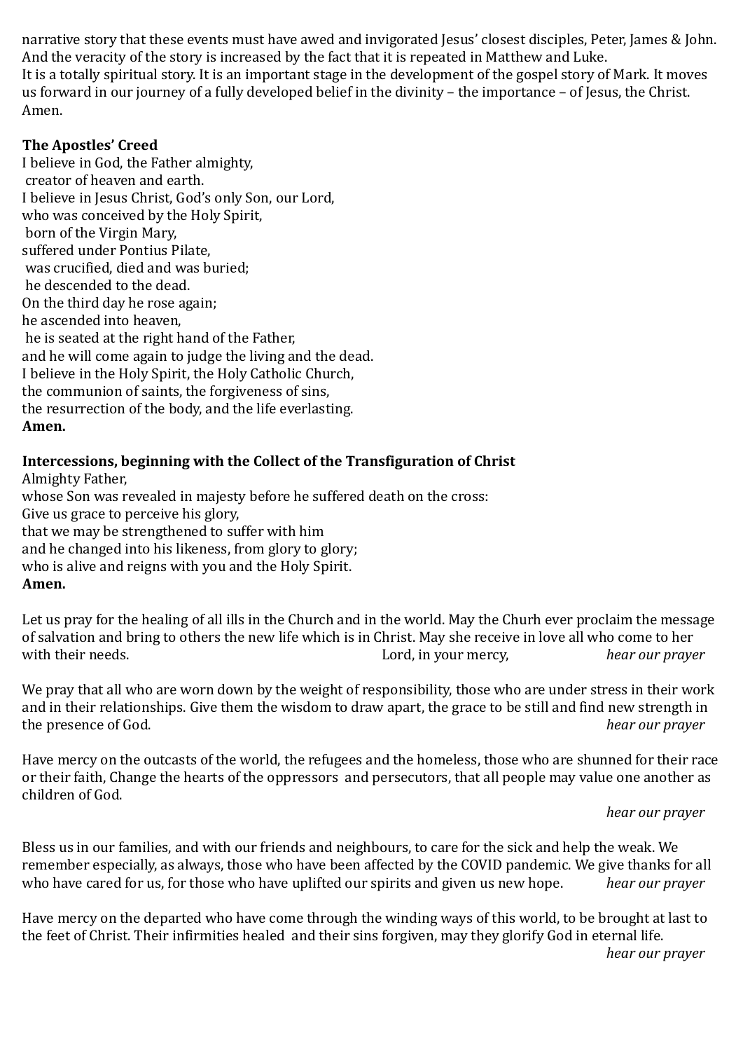narrative story that these events must have awed and invigorated Jesus' closest disciples, Peter, James & John. And the veracity of the story is increased by the fact that it is repeated in Matthew and Luke.

It is a totally spiritual story. It is an important stage in the development of the gospel story of Mark. It moves us forward in our journey of a fully developed belief in the divinity – the importance – of Jesus, the Christ. Amen.

**The Apostles' Creed**

I believe in God, the Father almighty,
creator of heaven and earth.
I believe in Jesus Christ, God's only Son, our Lord,
who was conceived by the Holy Spirit,
born of the Virgin Mary,
suffered under Pontius Pilate,
was crucified, died and was buried;
he descended to the dead.
On the third day he rose again;
he ascended into heaven,
he is seated at the right hand of the Father,
and he will come again to judge the living and the dead.
I believe in the Holy Spirit, the Holy Catholic Church,
the communion of saints, the forgiveness of sins,
the resurrection of the body, and the life everlasting.
**Amen.**

**Intercessions, beginning with the Collect of the Transfiguration of Christ**

Almighty Father,
whose Son was revealed in majesty before he suffered death on the cross:
Give us grace to perceive his glory,
that we may be strengthened to suffer with him
and he changed into his likeness, from glory to glory;
who is alive and reigns with you and the Holy Spirit.
**Amen.**

Let us pray for the healing of all ills in the Church and in the world. May the Churh ever proclaim the message of salvation and bring to others the new life which is in Christ. May she receive in love all who come to her with their needs. Lord, in your mercy, *hear our prayer*

We pray that all who are worn down by the weight of responsibility, those who are under stress in their work and in their relationships. Give them the wisdom to draw apart, the grace to be still and find new strength in the presence of God. *hear our prayer*

Have mercy on the outcasts of the world, the refugees and the homeless, those who are shunned for their race or their faith, Change the hearts of the oppressors and persecutors, that all people may value one another as children of God.

*hear our prayer*

Bless us in our families, and with our friends and neighbours, to care for the sick and help the weak. We remember especially, as always, those who have been affected by the COVID pandemic. We give thanks for all who have cared for us, for those who have uplifted our spirits and given us new hope. *hear our prayer*

Have mercy on the departed who have come through the winding ways of this world, to be brought at last to the feet of Christ. Their infirmities healed and their sins forgiven, may they glorify God in eternal life.

*hear our prayer*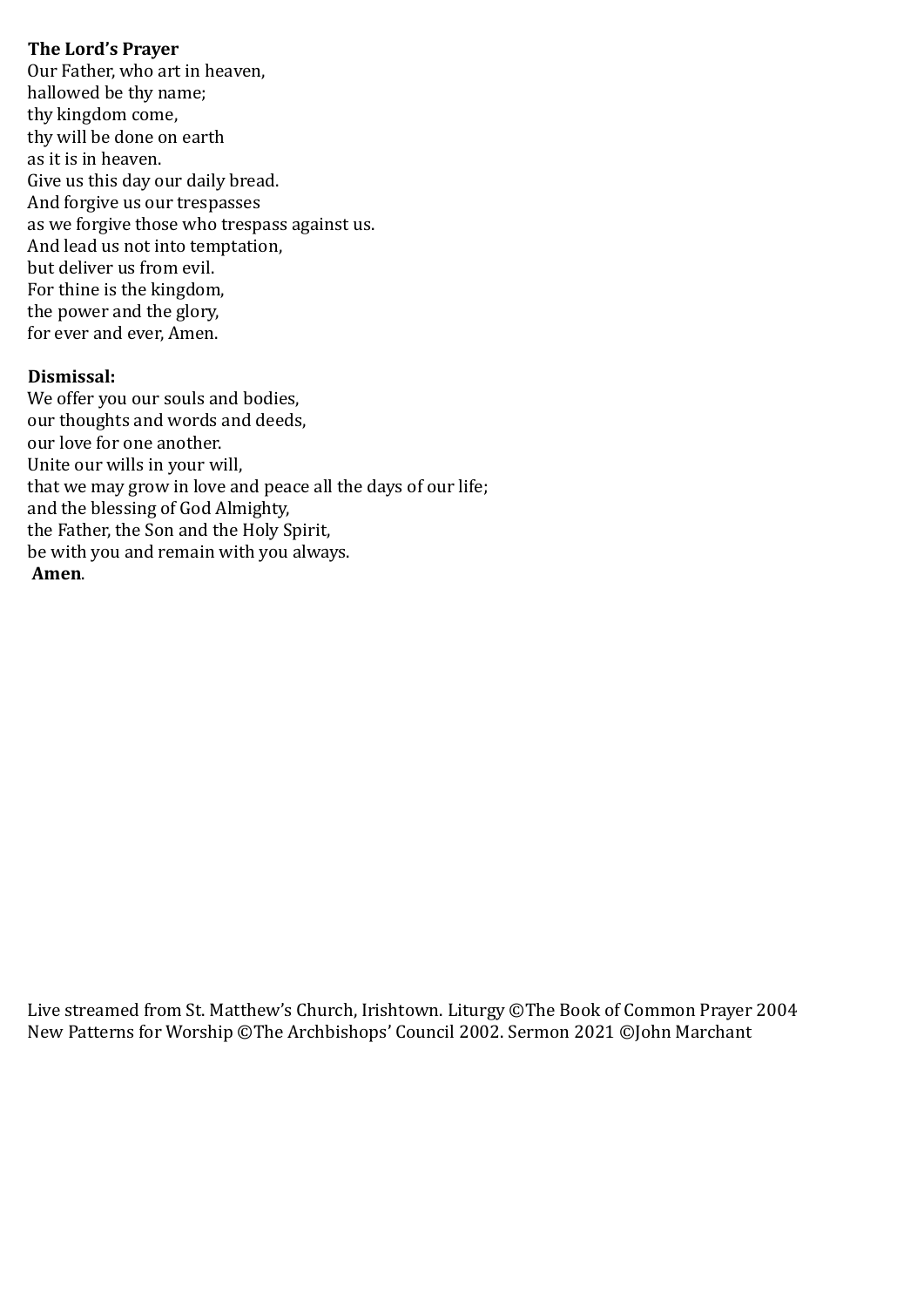**The Lord's Prayer**

Our Father, who art in heaven,
hallowed be thy name;
thy kingdom come,
thy will be done on earth
as it is in heaven.
Give us this day our daily bread.
And forgive us our trespasses
as we forgive those who trespass against us.
And lead us not into temptation,
but deliver us from evil.
For thine is the kingdom,
the power and the glory,
for ever and ever, Amen.

**Dismissal:**

We offer you our souls and bodies,
our thoughts and words and deeds,
our love for one another.
Unite our wills in your will,
that we may grow in love and peace all the days of our life;
and the blessing of God Almighty,
the Father, the Son and the Holy Spirit,
be with you and remain with you always.
**Amen**.

Live streamed from St. Matthew's Church, Irishtown. Liturgy ©The Book of Common Prayer 2004
New Patterns for Worship ©The Archbishops' Council 2002. Sermon 2021 ©John Marchant